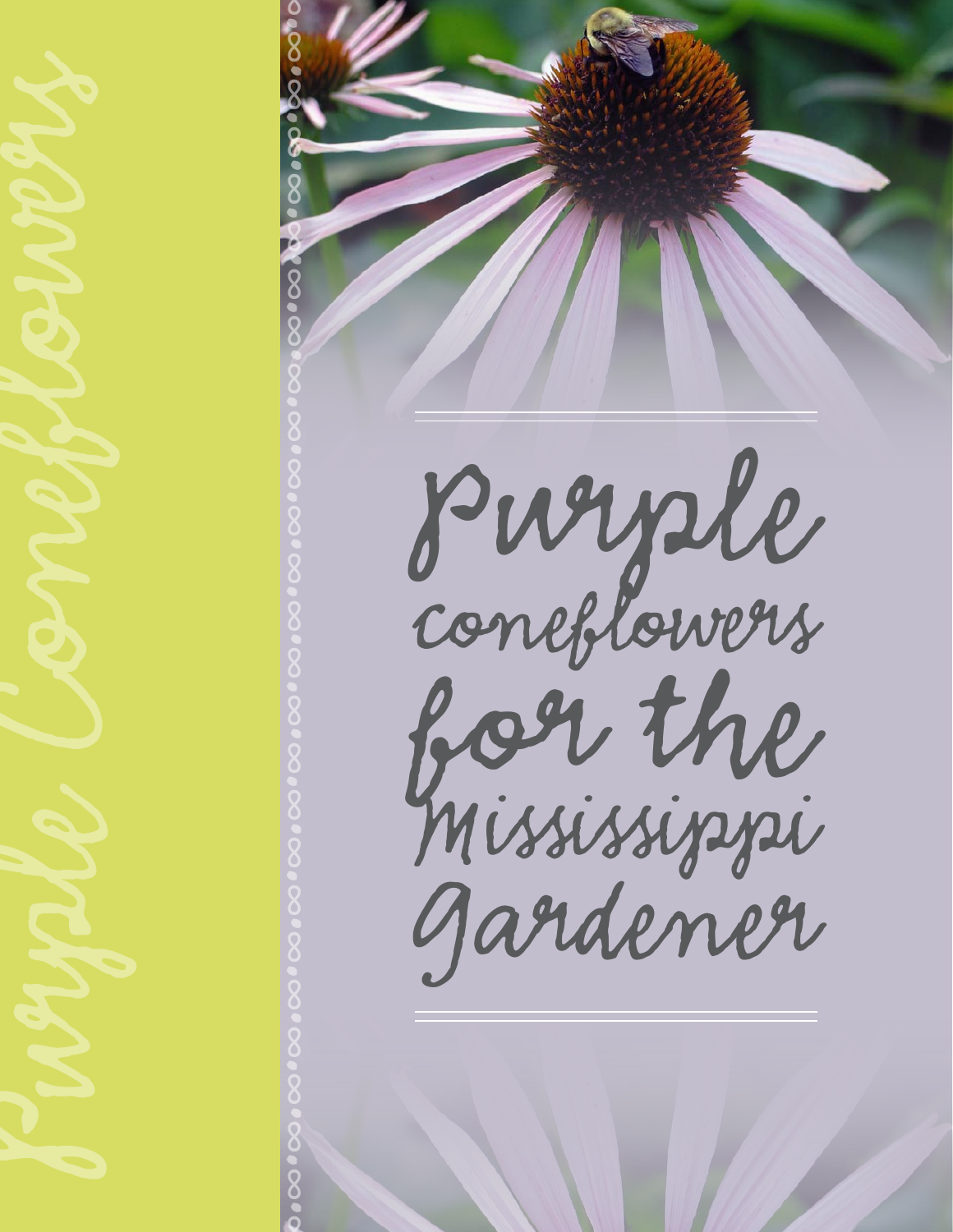# Purple Coneflowers for the Mississippi Gardener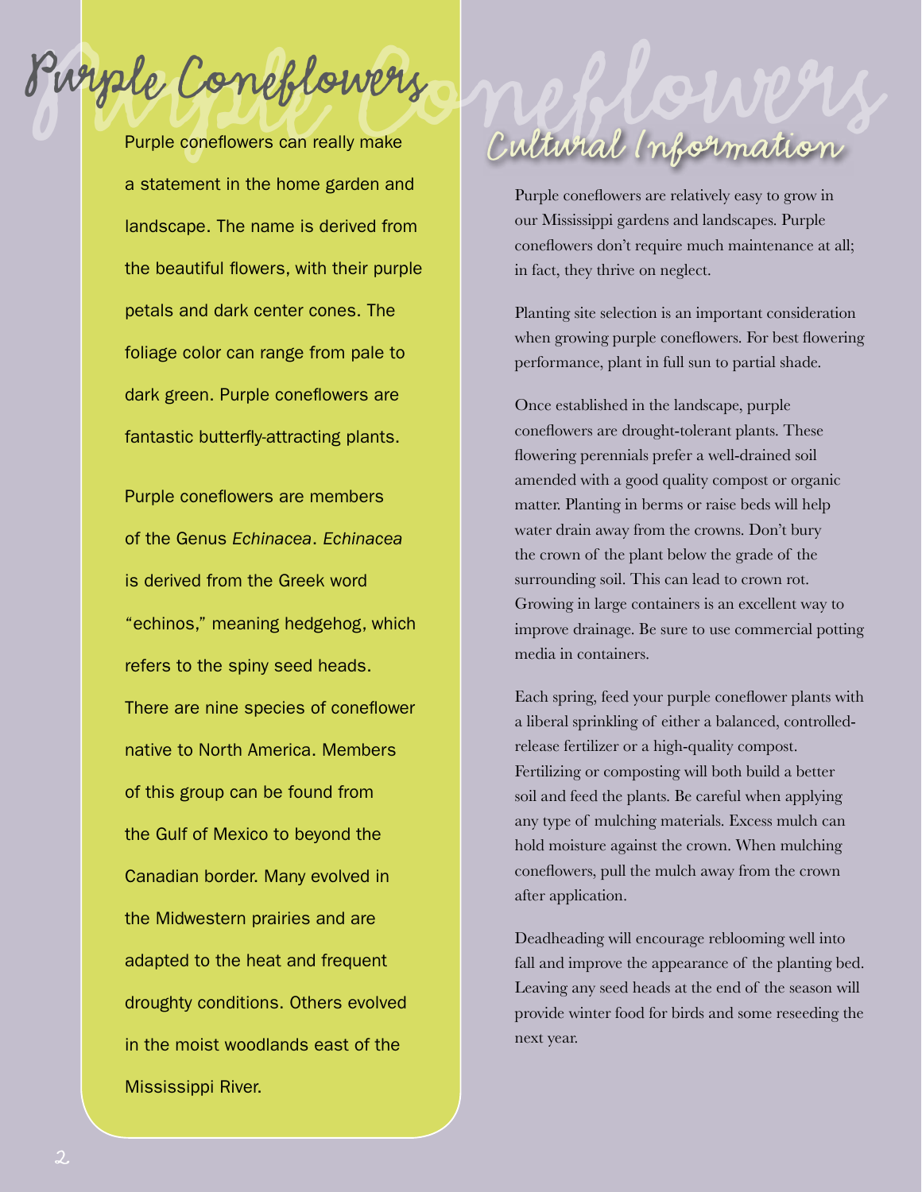# Purple Coneflowers

Purple coneflowers can really make a statement in the home garden and landscape. The name is derived from the beautiful flowers, with their purple petals and dark center cones. The foliage color can range from pale to dark green. Purple coneflowers are fantastic butterfly-attracting plants.

Purple coneflowers are members of the Genus *Echinacea*. *Echinacea* is derived from the Greek word "echinos," meaning hedgehog, which refers to the spiny seed heads. There are nine species of coneflower native to North America. Members of this group can be found from the Gulf of Mexico to beyond the Canadian border. Many evolved in the Midwestern prairies and are adapted to the heat and frequent droughty conditions. Others evolved in the moist woodlands east of the Mississippi River.

## Cultural Information

Purple coneflowers are relatively easy to grow in our Mississippi gardens and landscapes. Purple coneflowers don't require much maintenance at all; in fact, they thrive on neglect.

Planting site selection is an important consideration when growing purple coneflowers. For best flowering performance, plant in full sun to partial shade.

Once established in the landscape, purple coneflowers are drought-tolerant plants. These flowering perennials prefer a well-drained soil amended with a good quality compost or organic matter. Planting in berms or raise beds will help water drain away from the crowns. Don't bury the crown of the plant below the grade of the surrounding soil. This can lead to crown rot. Growing in large containers is an excellent way to improve drainage. Be sure to use commercial potting media in containers.

Each spring, feed your purple coneflower plants with a liberal sprinkling of either a balanced, controlled-release fertilizer or a high-quality compost. Fertilizing or composting will both build a better soil and feed the plants. Be careful when applying any type of mulching materials. Excess mulch can hold moisture against the crown. When mulching coneflowers, pull the mulch away from the crown after application.

Deadheading will encourage reblooming well into fall and improve the appearance of the planting bed. Leaving any seed heads at the end of the season will provide winter food for birds and some reseeding the next year.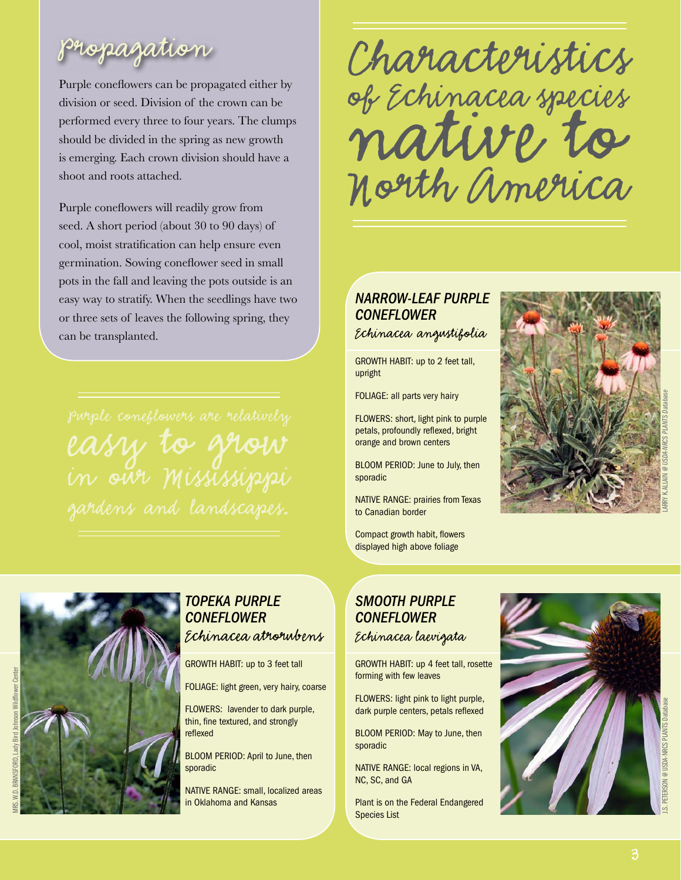## Propagation

Purple coneflowers can be propagated either by division or seed. Division of the crown can be performed every three to four years. The clumps should be divided in the spring as new growth is emerging. Each crown division should have a shoot and roots attached.

Purple coneflowers will readily grow from seed. A short period (about 30 to 90 days) of cool, moist stratification can help ensure even germination. Sowing coneflower seed in small pots in the fall and leaving the pots outside is an easy way to stratify. When the seedlings have two or three sets of leaves the following spring, they can be transplanted.

Purple coneflowers are relatively easy to grow in our Mississippi gardens and landscapes.

# Characteristics of Echinacea species native to North America

### NARROW-LEAF PURPLE CONEFLOWER

*Echinacea angustifolia*

GROWTH HABIT: up to 2 feet tall, upright

FOLIAGE: all parts very hairy

FLOWERS: short, light pink to purple petals, profoundly reflexed, bright orange and brown centers

BLOOM PERIOD: June to July, then sporadic

NATIVE RANGE: prairies from Texas to Canadian border

Compact growth habit, flowers displayed high above foliage

LARRY K ALLAIN @ USDA-NRCS PLANTS Database

### TOPEKA PURPLE CONEFLOWER

*Echinacea atrorubens*

GROWTH HABIT: up to 3 feet tall

FOLIAGE: light green, very hairy, coarse

FLOWERS: lavender to dark purple, thin, fine textured, and strongly reflexed

BLOOM PERIOD: April to June, then sporadic

NATIVE RANGE: small, localized areas in Oklahoma and Kansas

MRS. W.D. BRANSFORD, Lady Bird Johnson Wildflower Center

### SMOOTH PURPLE CONEFLOWER

*Echinacea laevigata*

GROWTH HABIT: up 4 feet tall, rosette forming with few leaves

FLOWERS: light pink to light purple, dark purple centers, petals reflexed

BLOOM PERIOD: May to June, then sporadic

NATIVE RANGE: local regions in VA, NC, SC, and GA

Plant is on the Federal Endangered Species List

J.S. PETERSON @ USDA-NRCS PLANTS Database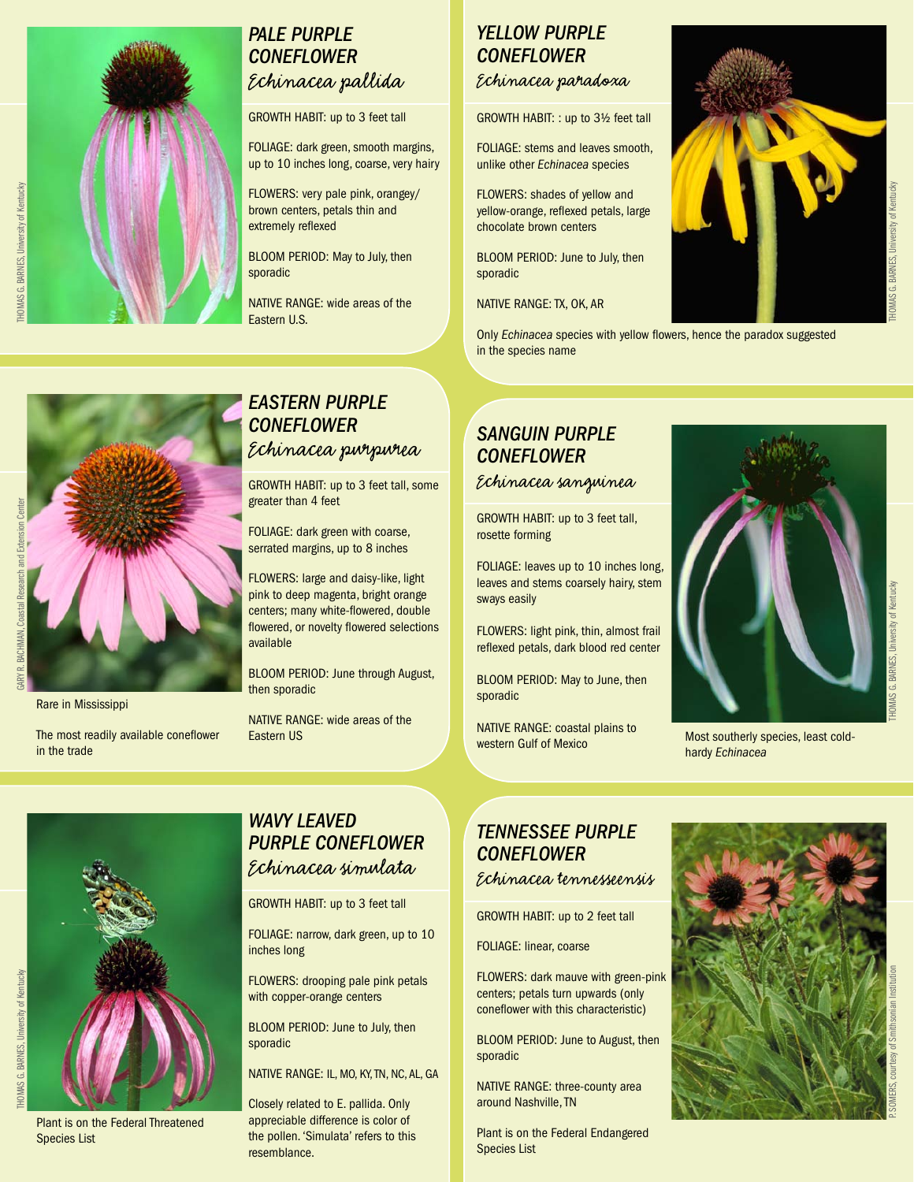## PALE PURPLE CONEFLOWER

*Echinacea pallida*

GROWTH HABIT: up to 3 feet tall

FOLIAGE: dark green, smooth margins, up to 10 inches long, coarse, very hairy

FLOWERS: very pale pink, orangey/brown centers, petals thin and extremely reflexed

BLOOM PERIOD: May to July, then sporadic

NATIVE RANGE: wide areas of the Eastern U.S.

THOMAS G. BARNES, University of Kentucky

## YELLOW PURPLE CONEFLOWER

*Echinacea paradoxa*

GROWTH HABIT: : up to 3½ feet tall

FOLIAGE: stems and leaves smooth, unlike other *Echinacea* species

FLOWERS: shades of yellow and yellow-orange, reflexed petals, large chocolate brown centers

BLOOM PERIOD: June to July, then sporadic

NATIVE RANGE: TX, OK, AR

Only *Echinacea* species with yellow flowers, hence the paradox suggested in the species name

THOMAS G. BARNES, University of Kentucky

## EASTERN PURPLE CONEFLOWER

*Echinacea purpurea*

GROWTH HABIT: up to 3 feet tall, some greater than 4 feet

FOLIAGE: dark green with coarse, serrated margins, up to 8 inches

FLOWERS: large and daisy-like, light pink to deep magenta, bright orange centers; many white-flowered, double flowered, or novelty flowered selections available

BLOOM PERIOD: June through August, then sporadic

NATIVE RANGE: wide areas of the Eastern US

GARY R. BACHMAN, Coastal Research and Extension Center

Rare in Mississippi

The most readily available coneflower in the trade

## SANGUIN PURPLE CONEFLOWER

*Echinacea sanguinea*

GROWTH HABIT: up to 3 feet tall, rosette forming

FOLIAGE: leaves up to 10 inches long, leaves and stems coarsely hairy, stem sways easily

FLOWERS: light pink, thin, almost frail reflexed petals, dark blood red center

BLOOM PERIOD: May to June, then sporadic

NATIVE RANGE: coastal plains to western Gulf of Mexico

THOMAS G. BARNES, University of Kentucky

Most southerly species, least cold-hardy *Echinacea*

## WAVY LEAVED PURPLE CONEFLOWER

*Echinacea simulata*

GROWTH HABIT: up to 3 feet tall

FOLIAGE: narrow, dark green, up to 10 inches long

FLOWERS: drooping pale pink petals with copper-orange centers

BLOOM PERIOD: June to July, then sporadic

NATIVE RANGE: IL, MO, KY, TN, NC, AL, GA

Closely related to E. pallida. Only appreciable difference is color of the pollen. 'Simulata' refers to this resemblance.

THOMAS G. BARNES, University of Kentucky

Plant is on the Federal Threatened Species List

## TENNESSEE PURPLE CONEFLOWER

*Echinacea tennesseensis*

GROWTH HABIT: up to 2 feet tall

FOLIAGE: linear, coarse

FLOWERS: dark mauve with green-pink centers; petals turn upwards (only coneflower with this characteristic)

BLOOM PERIOD: June to August, then sporadic

NATIVE RANGE: three-county area around Nashville, TN

Plant is on the Federal Endangered Species List

P. SOMERS, courtesy of Smithsonian Institution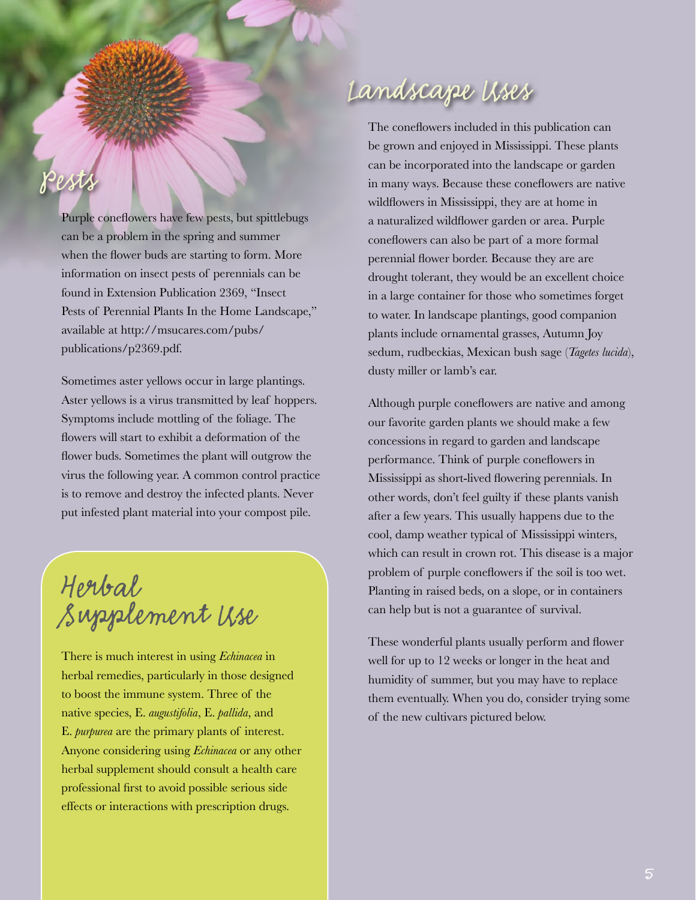## Pests

Purple coneflowers have few pests, but spittlebugs can be a problem in the spring and summer when the flower buds are starting to form. More information on insect pests of perennials can be found in Extension Publication 2369, "Insect Pests of Perennial Plants In the Home Landscape," available at http://msucares.com/pubs/publications/p2369.pdf.

Sometimes aster yellows occur in large plantings. Aster yellows is a virus transmitted by leaf hoppers. Symptoms include mottling of the foliage. The flowers will start to exhibit a deformation of the flower buds. Sometimes the plant will outgrow the virus the following year. A common control practice is to remove and destroy the infected plants. Never put infested plant material into your compost pile.

## Herbal Supplement Use

There is much interest in using *Echinacea* in herbal remedies, particularly in those designed to boost the immune system. Three of the native species, E. *augustifolia*, E. *pallida*, and E. *purpurea* are the primary plants of interest. Anyone considering using *Echinacea* or any other herbal supplement should consult a health care professional first to avoid possible serious side effects or interactions with prescription drugs.

## Landscape Uses

The coneflowers included in this publication can be grown and enjoyed in Mississippi. These plants can be incorporated into the landscape or garden in many ways. Because these coneflowers are native wildflowers in Mississippi, they are at home in a naturalized wildflower garden or area. Purple coneflowers can also be part of a more formal perennial flower border. Because they are are drought tolerant, they would be an excellent choice in a large container for those who sometimes forget to water. In landscape plantings, good companion plants include ornamental grasses, Autumn Joy sedum, rudbeckias, Mexican bush sage (*Tagetes lucida*), dusty miller or lamb's ear.

Although purple coneflowers are native and among our favorite garden plants we should make a few concessions in regard to garden and landscape performance. Think of purple coneflowers in Mississippi as short-lived flowering perennials. In other words, don't feel guilty if these plants vanish after a few years. This usually happens due to the cool, damp weather typical of Mississippi winters, which can result in crown rot. This disease is a major problem of purple coneflowers if the soil is too wet. Planting in raised beds, on a slope, or in containers can help but is not a guarantee of survival.

These wonderful plants usually perform and flower well for up to 12 weeks or longer in the heat and humidity of summer, but you may have to replace them eventually. When you do, consider trying some of the new cultivars pictured below.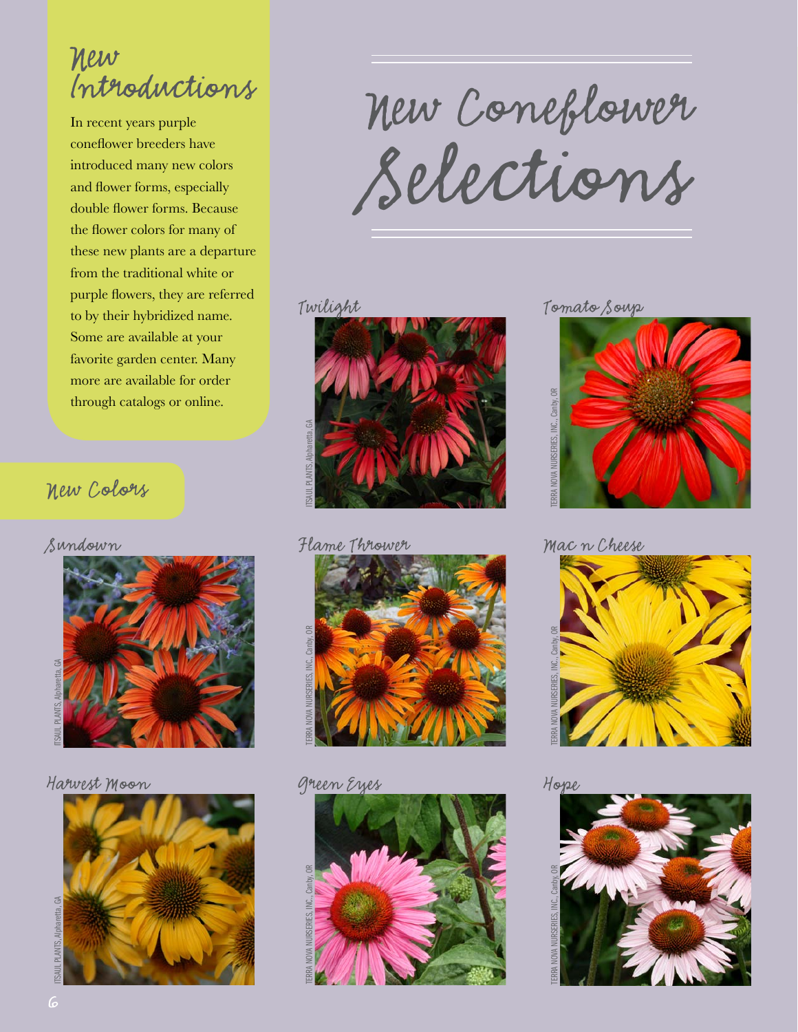# New Coneflower Selections

## New Introductions

In recent years purple coneflower breeders have introduced many new colors and flower forms, especially double flower forms. Because the flower colors for many of these new plants are a departure from the traditional white or purple flowers, they are referred to by their hybridized name. Some are available at your favorite garden center. Many more are available for order through catalogs or online.

## New Colors

Twilight

ITSAUL PLANTS, Alpharetta, GA

Tomato Soup

TERRA NOVA NURSERIES, INC., Canby, OR

Sundown

ITSAUL PLANTS, Alpharetta, GA

Flame Thrower

TERRA NOVA NURSERIES, INC., Canby, OR

Mac n Cheese

TERRA NOVA NURSERIES, INC., Canby, OR

Harvest Moon

ITSAUL PLANTS, Alpharetta, GA

Green Eyes

TERRA NOVA NURSERIES, INC., Canby, OR

Hope

TERRA NOVA NURSERIES, INC., Canby, OR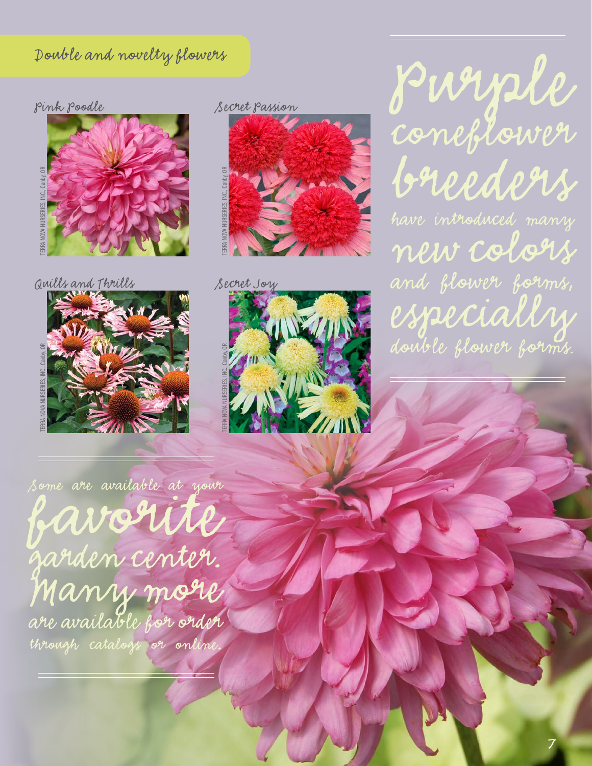## Double and novelty flowers

Pink Poodle

TERRA NOVA NURSERIES, INC., Canby, OR

Secret Passion

TERRA NOVA NURSERIES, INC., Canby, OR

Quills and Thrills

TERRA NOVA NURSERIES, INC., Canby, OR

Secret Joy

TERRA NOVA NURSERIES, INC., Canby, OR

Purple coneflower breeders have introduced many new colors and flower forms, especially double flower forms.

Some are available at your favorite garden center. Many more are available for order through catalogs or online.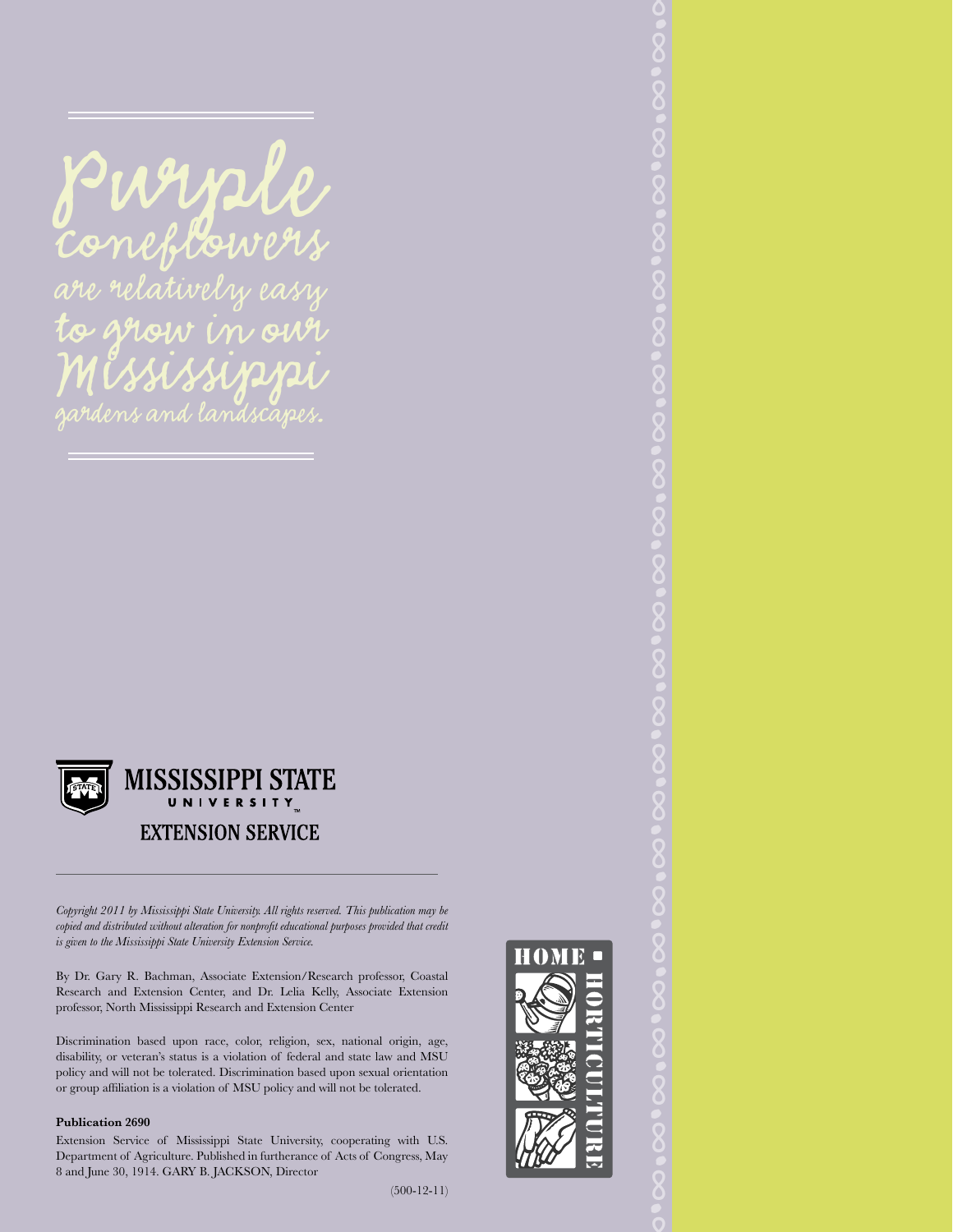Purple coneflowers are relatively easy to grow in our Mississippi gardens and landscapes.

MISSISSIPPI STATE UNIVERSITY EXTENSION SERVICE

*Copyright 2011 by Mississippi State University. All rights reserved. This publication may be copied and distributed without alteration for nonprofit educational purposes provided that credit is given to the Mississippi State University Extension Service.*

By Dr. Gary R. Bachman, Associate Extension/Research professor, Coastal Research and Extension Center, and Dr. Lelia Kelly, Associate Extension professor, North Mississippi Research and Extension Center

Discrimination based upon race, color, religion, sex, national origin, age, disability, or veteran's status is a violation of federal and state law and MSU policy and will not be tolerated. Discrimination based upon sexual orientation or group affiliation is a violation of MSU policy and will not be tolerated.

**Publication 2690**

Extension Service of Mississippi State University, cooperating with U.S. Department of Agriculture. Published in furtherance of Acts of Congress, May 8 and June 30, 1914. GARY B. JACKSON, Director

(500-12-11)

HOME ▪ HORTICULTURE